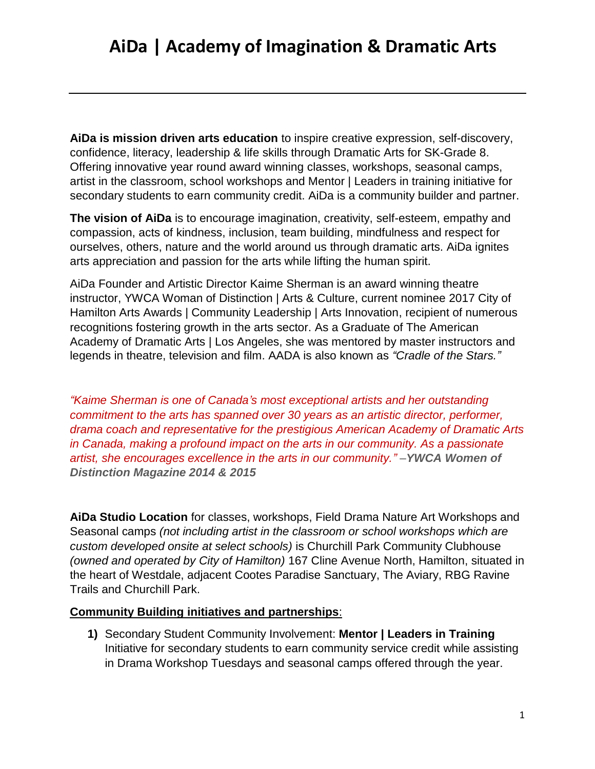# AiDa | Academy of Imagination & Dramatic Arts

---

**AiDa is mission driven arts education** to inspire creative expression, self-discovery, confidence, literacy, leadership & life skills through Dramatic Arts for SK-Grade 8. Offering innovative year round award winning classes, workshops, seasonal camps, artist in the classroom, school workshops and Mentor | Leaders in training initiative for secondary students to earn community credit. AiDa is a community builder and partner.

**The vision of AiDa** is to encourage imagination, creativity, self-esteem, empathy and compassion, acts of kindness, inclusion, team building, mindfulness and respect for ourselves, others, nature and the world around us through dramatic arts. AiDa ignites arts appreciation and passion for the arts while lifting the human spirit.

AiDa Founder and Artistic Director Kaime Sherman is an award winning theatre instructor, YWCA Woman of Distinction | Arts & Culture, current nominee 2017 City of Hamilton Arts Awards | Community Leadership | Arts Innovation, recipient of numerous recognitions fostering growth in the arts sector. As a Graduate of The American Academy of Dramatic Arts | Los Angeles, she was mentored by master instructors and legends in theatre, television and film. AADA is also known as *"Cradle of the Stars."*

*"Kaime Sherman is one of Canada's most exceptional artists and her outstanding commitment to the arts has spanned over 30 years as an artistic director, performer, drama coach and representative for the prestigious American Academy of Dramatic Arts in Canada, making a profound impact on the arts in our community. As a passionate artist, she encourages excellence in the arts in our community."* –***YWCA Women of Distinction Magazine 2014 & 2015***

**AiDa Studio Location** for classes, workshops, Field Drama Nature Art Workshops and Seasonal camps *(not including artist in the classroom or school workshops which are custom developed onsite at select schools)* is Churchill Park Community Clubhouse *(owned and operated by City of Hamilton)* 167 Cline Avenue North, Hamilton, situated in the heart of Westdale, adjacent Cootes Paradise Sanctuary, The Aviary, RBG Ravine Trails and Churchill Park.

**Community Building initiatives and partnerships**:

1) Secondary Student Community Involvement: **Mentor | Leaders in Training** Initiative for secondary students to earn community service credit while assisting in Drama Workshop Tuesdays and seasonal camps offered through the year.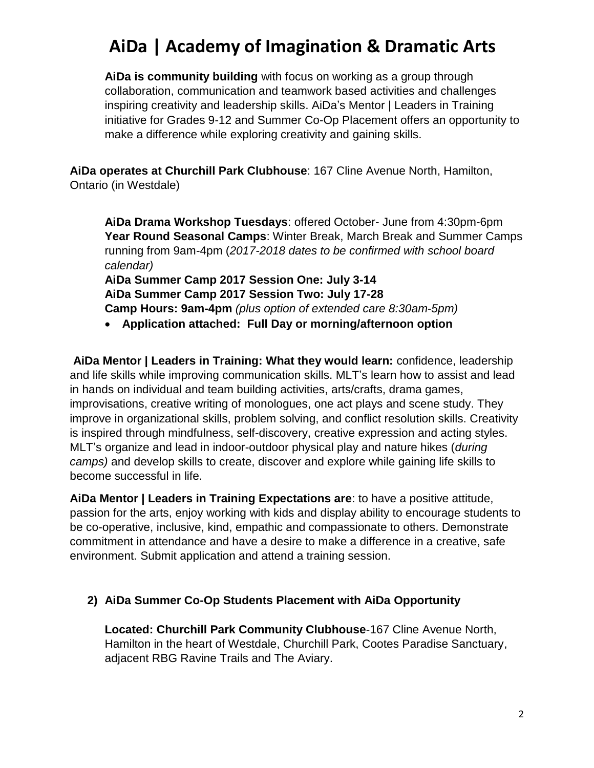# AiDa | Academy of Imagination & Dramatic Arts

**AiDa is community building** with focus on working as a group through collaboration, communication and teamwork based activities and challenges inspiring creativity and leadership skills. AiDa's Mentor | Leaders in Training initiative for Grades 9-12 and Summer Co-Op Placement offers an opportunity to make a difference while exploring creativity and gaining skills.

**AiDa operates at Churchill Park Clubhouse**: 167 Cline Avenue North, Hamilton, Ontario (in Westdale)

**AiDa Drama Workshop Tuesdays**: offered October- June from 4:30pm-6pm
**Year Round Seasonal Camps**: Winter Break, March Break and Summer Camps running from 9am-4pm (*2017-2018 dates to be confirmed with school board calendar)*
**AiDa Summer Camp 2017 Session One: July 3-14**
**AiDa Summer Camp 2017 Session Two: July 17-28**
**Camp Hours: 9am-4pm** *(plus option of extended care 8:30am-5pm)*

- **Application attached: Full Day or morning/afternoon option**

**AiDa Mentor | Leaders in Training: What they would learn:** confidence, leadership and life skills while improving communication skills. MLT's learn how to assist and lead in hands on individual and team building activities, arts/crafts, drama games, improvisations, creative writing of monologues, one act plays and scene study. They improve in organizational skills, problem solving, and conflict resolution skills. Creativity is inspired through mindfulness, self-discovery, creative expression and acting styles. MLT's organize and lead in indoor-outdoor physical play and nature hikes (*during camps)* and develop skills to create, discover and explore while gaining life skills to become successful in life.

**AiDa Mentor | Leaders in Training Expectations are**: to have a positive attitude, passion for the arts, enjoy working with kids and display ability to encourage students to be co-operative, inclusive, kind, empathic and compassionate to others. Demonstrate commitment in attendance and have a desire to make a difference in a creative, safe environment. Submit application and attend a training session.

2) **AiDa Summer Co-Op Students Placement with AiDa Opportunity**

**Located: Churchill Park Community Clubhouse**-167 Cline Avenue North, Hamilton in the heart of Westdale, Churchill Park, Cootes Paradise Sanctuary, adjacent RBG Ravine Trails and The Aviary.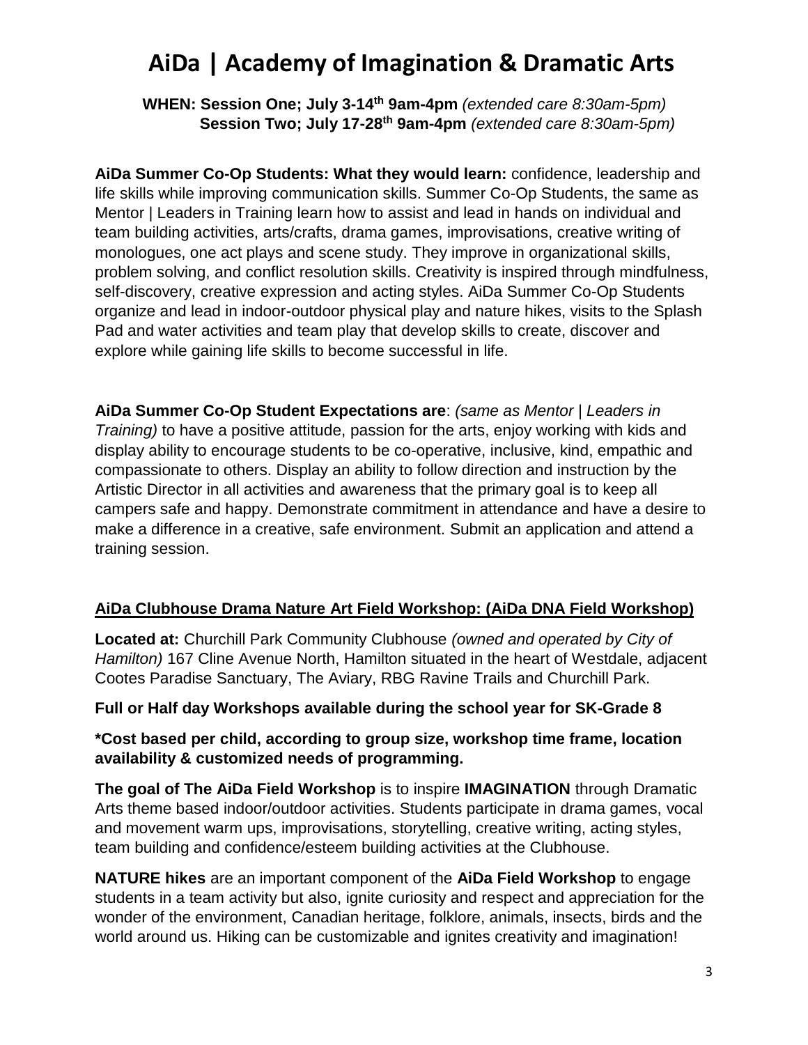# AiDa | Academy of Imagination & Dramatic Arts

**WHEN: Session One; July 3-14th 9am-4pm** *(extended care 8:30am-5pm)*
**Session Two; July 17-28th 9am-4pm** *(extended care 8:30am-5pm)*

**AiDa Summer Co-Op Students: What they would learn:** confidence, leadership and life skills while improving communication skills. Summer Co-Op Students, the same as Mentor | Leaders in Training learn how to assist and lead in hands on individual and team building activities, arts/crafts, drama games, improvisations, creative writing of monologues, one act plays and scene study. They improve in organizational skills, problem solving, and conflict resolution skills. Creativity is inspired through mindfulness, self-discovery, creative expression and acting styles. AiDa Summer Co-Op Students organize and lead in indoor-outdoor physical play and nature hikes, visits to the Splash Pad and water activities and team play that develop skills to create, discover and explore while gaining life skills to become successful in life.

**AiDa Summer Co-Op Student Expectations are**: *(same as Mentor | Leaders in Training)* to have a positive attitude, passion for the arts, enjoy working with kids and display ability to encourage students to be co-operative, inclusive, kind, empathic and compassionate to others. Display an ability to follow direction and instruction by the Artistic Director in all activities and awareness that the primary goal is to keep all campers safe and happy. Demonstrate commitment in attendance and have a desire to make a difference in a creative, safe environment. Submit an application and attend a training session.

**<u>AiDa Clubhouse Drama Nature Art Field Workshop: (AiDa DNA Field Workshop)</u>**

**Located at:** Churchill Park Community Clubhouse *(owned and operated by City of Hamilton)* 167 Cline Avenue North, Hamilton situated in the heart of Westdale, adjacent Cootes Paradise Sanctuary, The Aviary, RBG Ravine Trails and Churchill Park.

**Full or Half day Workshops available during the school year for SK-Grade 8**

**\*Cost based per child, according to group size, workshop time frame, location availability & customized needs of programming.**

**The goal of The AiDa Field Workshop** is to inspire **IMAGINATION** through Dramatic Arts theme based indoor/outdoor activities. Students participate in drama games, vocal and movement warm ups, improvisations, storytelling, creative writing, acting styles, team building and confidence/esteem building activities at the Clubhouse.

**NATURE hikes** are an important component of the **AiDa Field Workshop** to engage students in a team activity but also, ignite curiosity and respect and appreciation for the wonder of the environment, Canadian heritage, folklore, animals, insects, birds and the world around us. Hiking can be customizable and ignites creativity and imagination!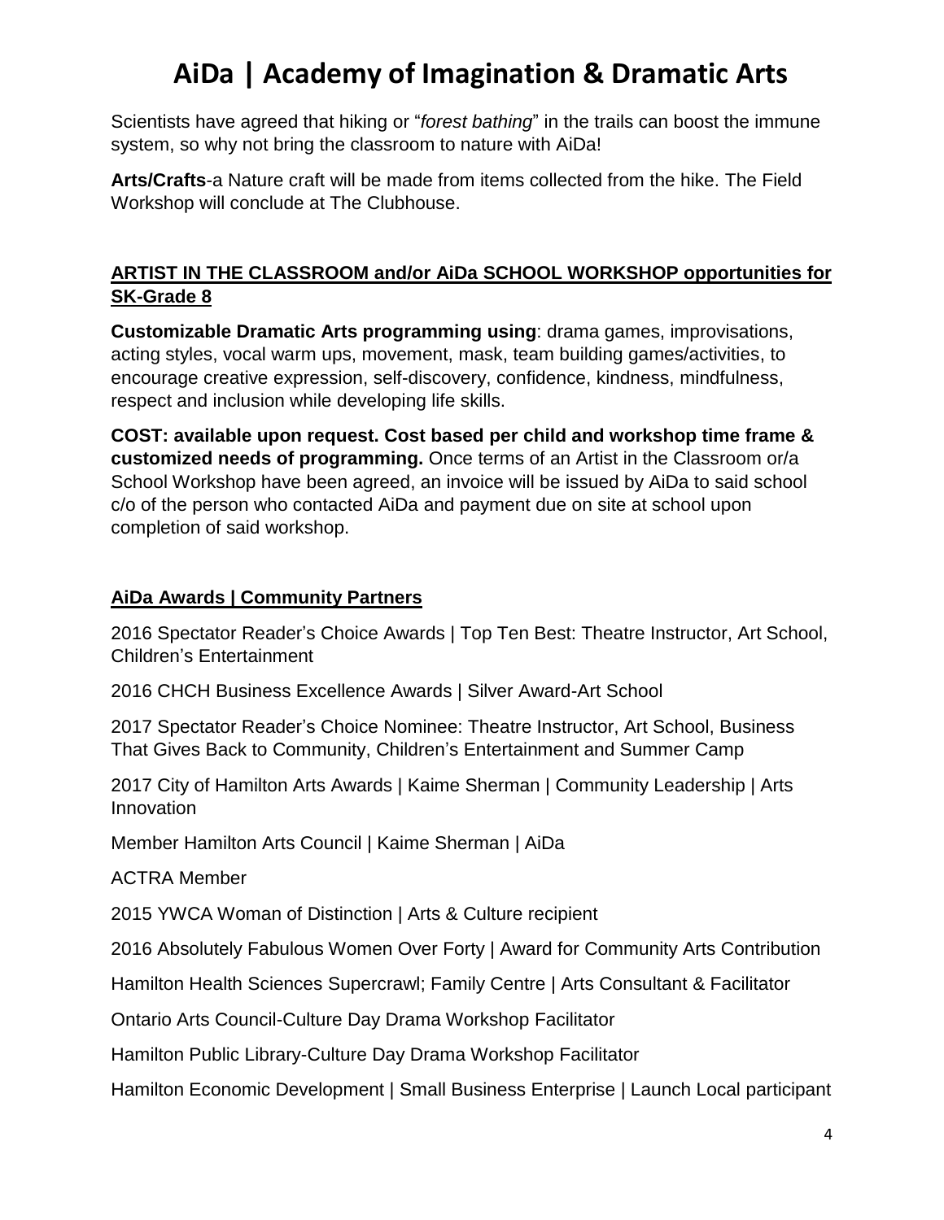Scientists have agreed that hiking or "*forest bathing*" in the trails can boost the immune system, so why not bring the classroom to nature with AiDa!

**Arts/Crafts**-a Nature craft will be made from items collected from the hike. The Field Workshop will conclude at The Clubhouse.

## ARTIST IN THE CLASSROOM and/or AiDa SCHOOL WORKSHOP opportunities for SK-Grade 8

**Customizable Dramatic Arts programming using**: drama games, improvisations, acting styles, vocal warm ups, movement, mask, team building games/activities, to encourage creative expression, self-discovery, confidence, kindness, mindfulness, respect and inclusion while developing life skills.

**COST: available upon request. Cost based per child and workshop time frame & customized needs of programming.** Once terms of an Artist in the Classroom or/a School Workshop have been agreed, an invoice will be issued by AiDa to said school c/o of the person who contacted AiDa and payment due on site at school upon completion of said workshop.

## AiDa Awards | Community Partners

2016 Spectator Reader's Choice Awards | Top Ten Best: Theatre Instructor, Art School, Children's Entertainment

2016 CHCH Business Excellence Awards | Silver Award-Art School

2017 Spectator Reader's Choice Nominee: Theatre Instructor, Art School, Business That Gives Back to Community, Children's Entertainment and Summer Camp

2017 City of Hamilton Arts Awards | Kaime Sherman | Community Leadership | Arts Innovation

Member Hamilton Arts Council | Kaime Sherman | AiDa

ACTRA Member

2015 YWCA Woman of Distinction | Arts & Culture recipient

2016 Absolutely Fabulous Women Over Forty | Award for Community Arts Contribution

Hamilton Health Sciences Supercrawl; Family Centre | Arts Consultant & Facilitator

Ontario Arts Council-Culture Day Drama Workshop Facilitator

Hamilton Public Library-Culture Day Drama Workshop Facilitator

Hamilton Economic Development | Small Business Enterprise | Launch Local participant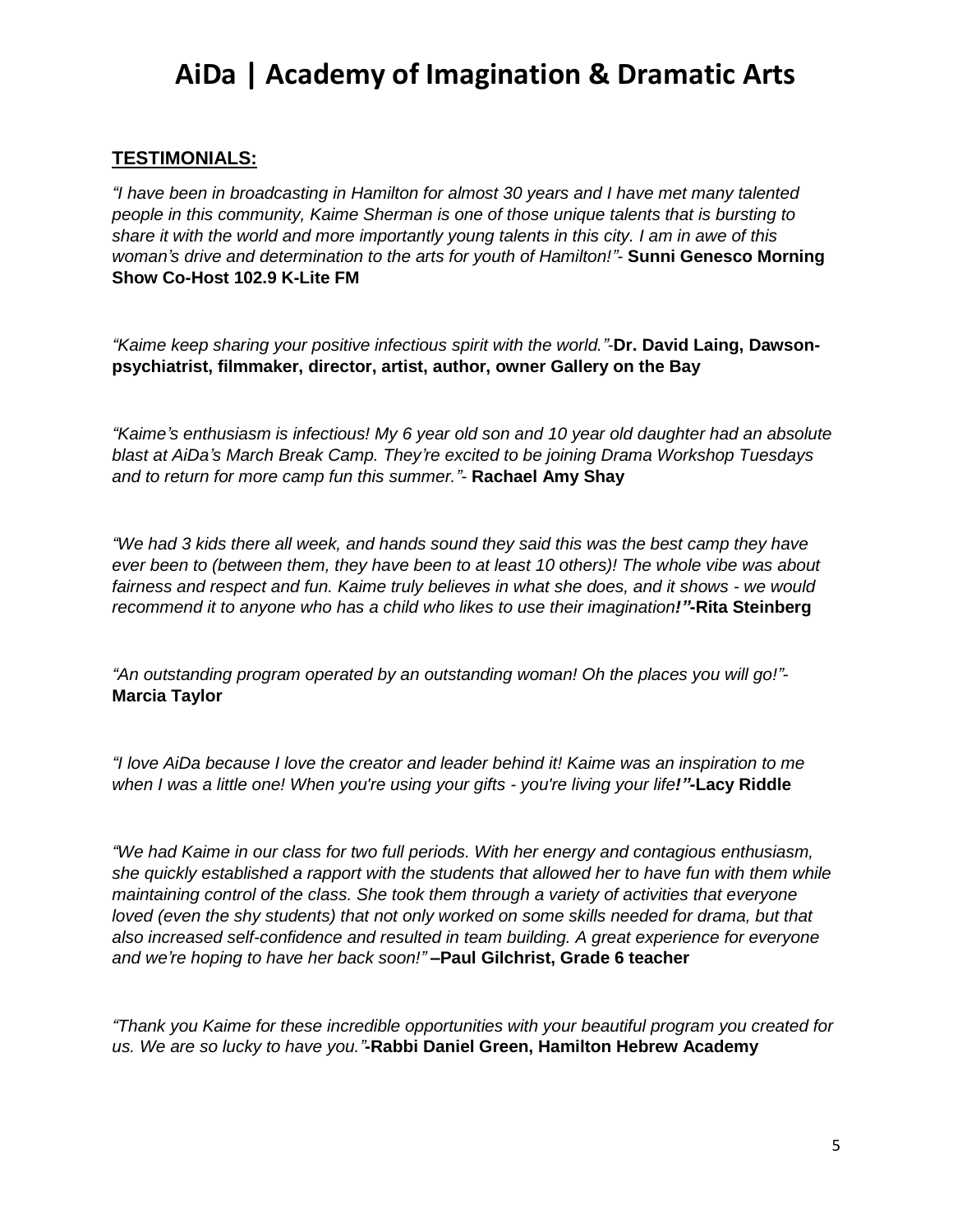# AiDa | Academy of Imagination & Dramatic Arts

## TESTIMONIALS:

*"I have been in broadcasting in Hamilton for almost 30 years and I have met many talented people in this community, Kaime Sherman is one of those unique talents that is bursting to share it with the world and more importantly young talents in this city. I am in awe of this woman's drive and determination to the arts for youth of Hamilton!"-* **Sunni Genesco Morning Show Co-Host 102.9 K-Lite FM**

*"Kaime keep sharing your positive infectious spirit with the world."-***Dr. David Laing, Dawson-psychiatrist, filmmaker, director, artist, author, owner Gallery on the Bay**

*"Kaime's enthusiasm is infectious! My 6 year old son and 10 year old daughter had an absolute blast at AiDa's March Break Camp. They're excited to be joining Drama Workshop Tuesdays and to return for more camp fun this summer."-* **Rachael Amy Shay**

*"We had 3 kids there all week, and hands sound they said this was the best camp they have ever been to (between them, they have been to at least 10 others)! The whole vibe was about fairness and respect and fun. Kaime truly believes in what she does, and it shows - we would recommend it to anyone who has a child who likes to use their imagination!"***-Rita Steinberg**

*"An outstanding program operated by an outstanding woman! Oh the places you will go!"-* **Marcia Taylor**

*"I love AiDa because I love the creator and leader behind it! Kaime was an inspiration to me when I was a little one! When you're using your gifts - you're living your life!"***-Lacy Riddle**

*"We had Kaime in our class for two full periods. With her energy and contagious enthusiasm, she quickly established a rapport with the students that allowed her to have fun with them while maintaining control of the class. She took them through a variety of activities that everyone loved (even the shy students) that not only worked on some skills needed for drama, but that also increased self-confidence and resulted in team building. A great experience for everyone and we're hoping to have her back soon!"* **–Paul Gilchrist, Grade 6 teacher**

*"Thank you Kaime for these incredible opportunities with your beautiful program you created for us. We are so lucky to have you."***-Rabbi Daniel Green, Hamilton Hebrew Academy**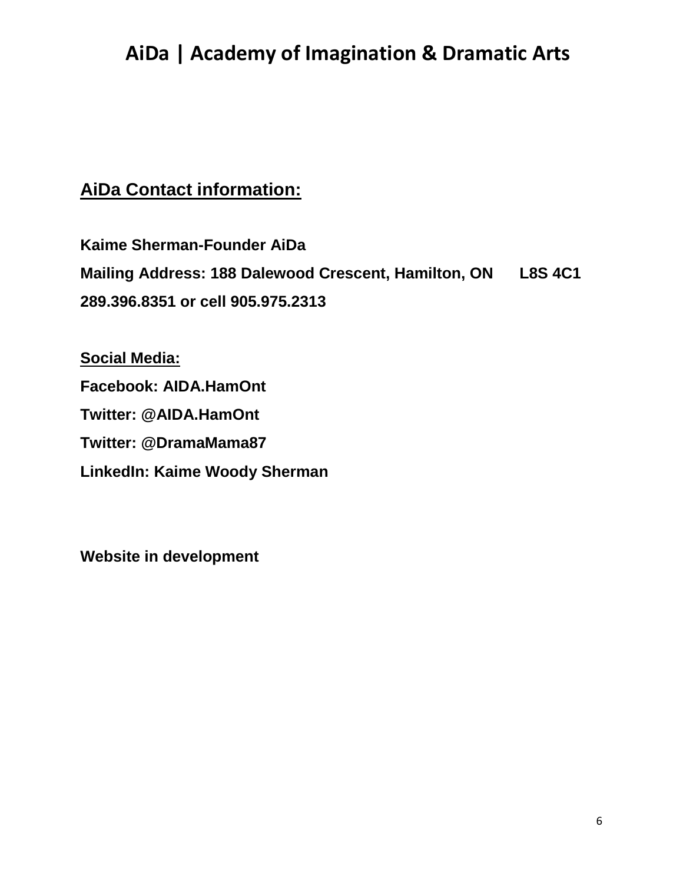## AiDa Contact information:

**Kaime Sherman-Founder AiDa**

**Mailing Address: 188 Dalewood Crescent, Hamilton, ON L8S 4C1**

**289.396.8351 or cell 905.975.2313**

**Social Media:**

**Facebook: AIDA.HamOnt**

**Twitter: @AIDA.HamOnt**

**Twitter: @DramaMama87**

**LinkedIn: Kaime Woody Sherman**

**Website in development**